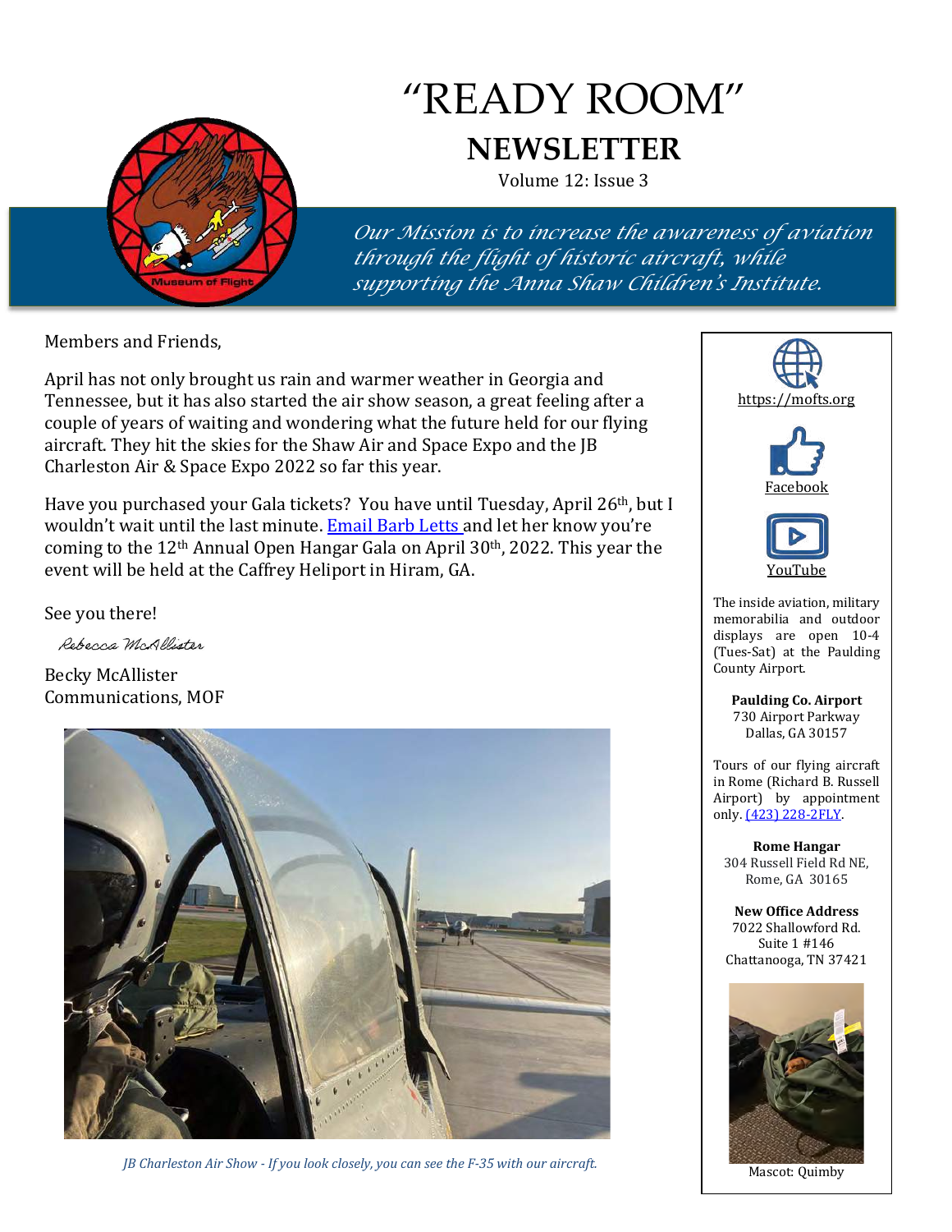# "READY ROOM"

## NEWSLETTER

Volume 12: Issue 3

*Our Mission is to increase the awareness of aviation through the flight of historic aircraft, while supporting the Anna Shaw Children's Institute.*

Members and Friends,

April has not only brought us rain and warmer weather in Georgia and Tennessee, but it has also started the air show season, a great feeling after a couple of years of waiting and wondering what the future held for our flying aircraft. They hit the skies for the Shaw Air and Space Expo and the JB Charleston Air & Space Expo 2022 so far this year.

Have you purchased your Gala tickets? You have until Tuesday, April 26th, but I wouldn't wait until the last minute. Email Barb Letts and let her know you're coming to the 12th Annual Open Hangar Gala on April 30th, 2022. This year the event will be held at the Caffrey Heliport in Hiram, GA.

See you there!

*Rebecca McAllister*

Becky McAllister
Communications, MOF

*JB Charleston Air Show - If you look closely, you can see the F-35 with our aircraft.*

https://mofts.org

Facebook

YouTube

The inside aviation, military memorabilia and outdoor displays are open 10-4 (Tues-Sat) at the Paulding County Airport.

**Paulding Co. Airport**
730 Airport Parkway
Dallas, GA 30157

Tours of our flying aircraft in Rome (Richard B. Russell Airport) by appointment only. (423) 228-2FLY.

**Rome Hangar**
304 Russell Field Rd NE,
Rome, GA 30165

**New Office Address**
7022 Shallowford Rd.
Suite 1 #146
Chattanooga, TN 37421

Mascot: Quimby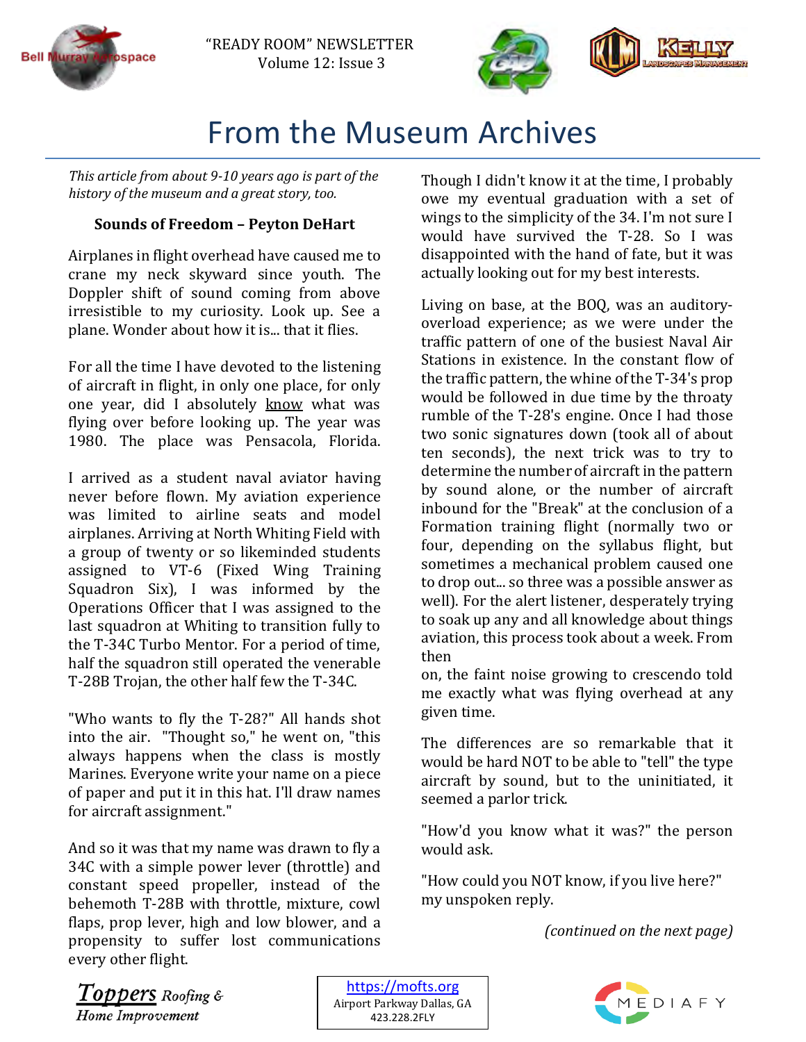# From the Museum Archives

*This article from about 9-10 years ago is part of the history of the museum and a great story, too.*

**Sounds of Freedom – Peyton DeHart**

Airplanes in flight overhead have caused me to crane my neck skyward since youth. The Doppler shift of sound coming from above irresistible to my curiosity. Look up. See a plane. Wonder about how it is... that it flies.

For all the time I have devoted to the listening of aircraft in flight, in only one place, for only one year, did I absolutely know what was flying over before looking up. The year was 1980. The place was Pensacola, Florida.

I arrived as a student naval aviator having never before flown. My aviation experience was limited to airline seats and model airplanes. Arriving at North Whiting Field with a group of twenty or so likeminded students assigned to VT-6 (Fixed Wing Training Squadron Six), I was informed by the Operations Officer that I was assigned to the last squadron at Whiting to transition fully to the T-34C Turbo Mentor. For a period of time, half the squadron still operated the venerable T-28B Trojan, the other half few the T-34C.

"Who wants to fly the T-28?" All hands shot into the air. "Thought so," he went on, "this always happens when the class is mostly Marines. Everyone write your name on a piece of paper and put it in this hat. I'll draw names for aircraft assignment."

And so it was that my name was drawn to fly a 34C with a simple power lever (throttle) and constant speed propeller, instead of the behemoth T-28B with throttle, mixture, cowl flaps, prop lever, high and low blower, and a propensity to suffer lost communications every other flight.

Though I didn't know it at the time, I probably owe my eventual graduation with a set of wings to the simplicity of the 34. I'm not sure I would have survived the T-28. So I was disappointed with the hand of fate, but it was actually looking out for my best interests.

Living on base, at the BOQ, was an auditory-overload experience; as we were under the traffic pattern of one of the busiest Naval Air Stations in existence. In the constant flow of the traffic pattern, the whine of the T-34's prop would be followed in due time by the throaty rumble of the T-28's engine. Once I had those two sonic signatures down (took all of about ten seconds), the next trick was to try to determine the number of aircraft in the pattern by sound alone, or the number of aircraft inbound for the "Break" at the conclusion of a Formation training flight (normally two or four, depending on the syllabus flight, but sometimes a mechanical problem caused one to drop out... so three was a possible answer as well). For the alert listener, desperately trying to soak up any and all knowledge about things aviation, this process took about a week. From then on, the faint noise growing to crescendo told me exactly what was flying overhead at any given time.

The differences are so remarkable that it would be hard NOT to be able to "tell" the type aircraft by sound, but to the uninitiated, it seemed a parlor trick.

"How'd you know what it was?" the person would ask.

"How could you NOT know, if you live here?" my unspoken reply.

*(continued on the next page)*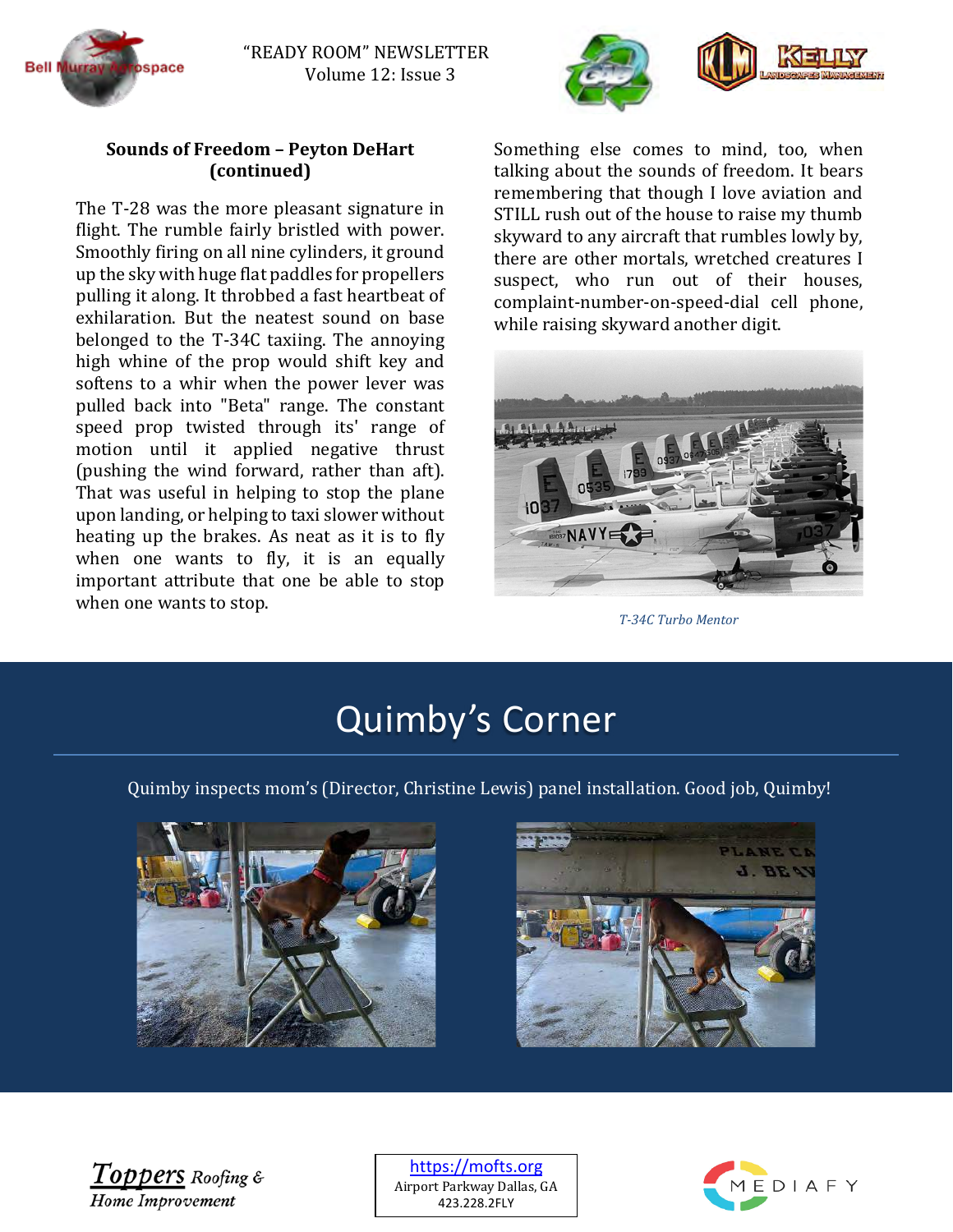**Sounds of Freedom – Peyton DeHart (continued)**

The T-28 was the more pleasant signature in flight. The rumble fairly bristled with power. Smoothly firing on all nine cylinders, it ground up the sky with huge flat paddles for propellers pulling it along. It throbbed a fast heartbeat of exhilaration. But the neatest sound on base belonged to the T-34C taxiing. The annoying high whine of the prop would shift key and softens to a whir when the power lever was pulled back into "Beta" range. The constant speed prop twisted through its' range of motion until it applied negative thrust (pushing the wind forward, rather than aft). That was useful in helping to stop the plane upon landing, or helping to taxi slower without heating up the brakes. As neat as it is to fly when one wants to fly, it is an equally important attribute that one be able to stop when one wants to stop.

Something else comes to mind, too, when talking about the sounds of freedom. It bears remembering that though I love aviation and STILL rush out of the house to raise my thumb skyward to any aircraft that rumbles lowly by, there are other mortals, wretched creatures I suspect, who run out of their houses, complaint-number-on-speed-dial cell phone, while raising skyward another digit.

*T-34C Turbo Mentor*

# Quimby's Corner

Quimby inspects mom's (Director, Christine Lewis) panel installation. Good job, Quimby!

Toppers Roofing & Home Improvement

https://mofts.org
Airport Parkway Dallas, GA
423.228.2FLY

MEDIAFY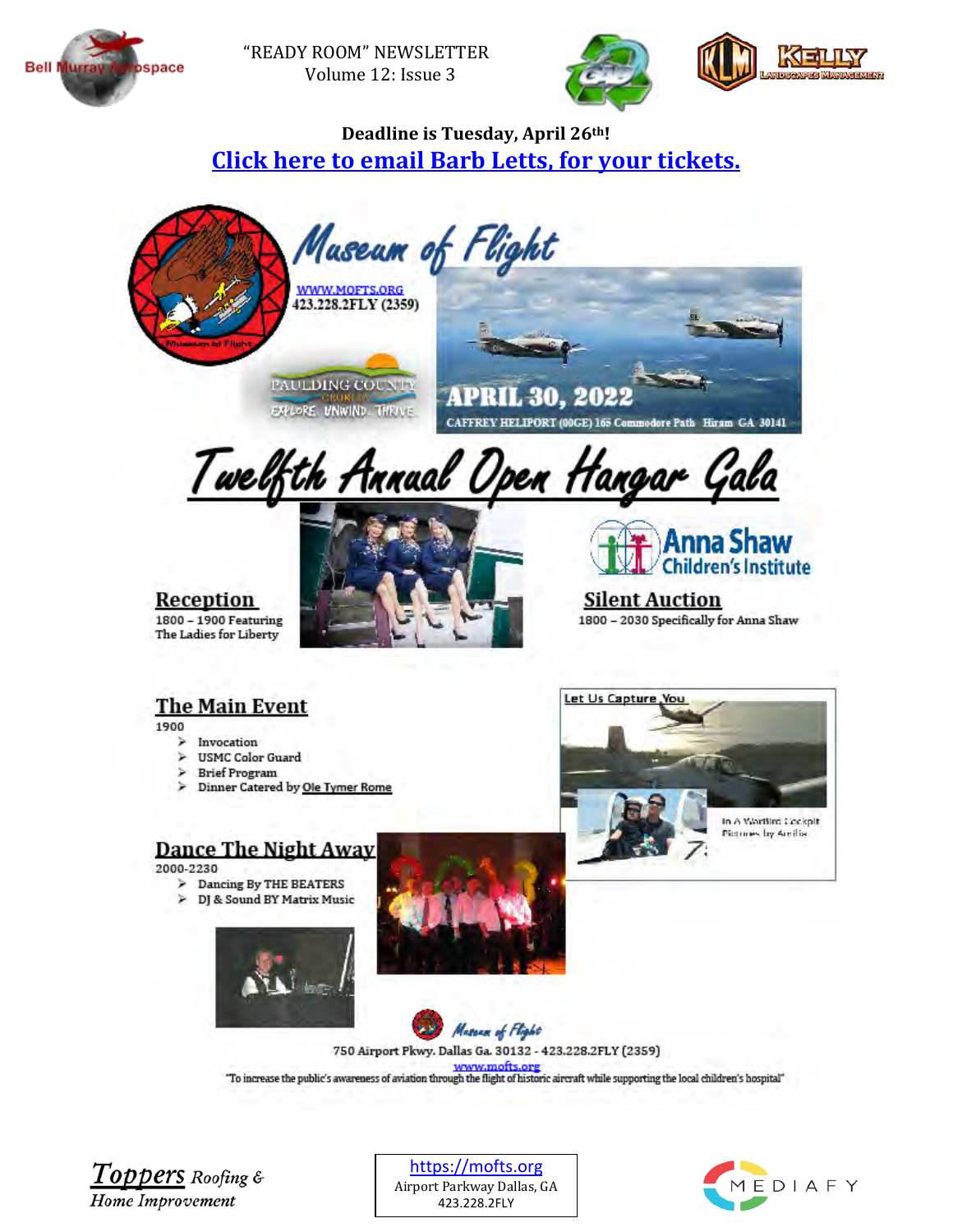"READY ROOM" NEWSLETTER
Volume 12: Issue 3

**Deadline is Tuesday, April 26th!**

**[Click here to email Barb Letts, for your tickets.]()**

# Museum of Flight

WWW.MOFTS.ORG
423.228.2FLY (2359)

PAULDING COUNTY GEORGIA
EXPLORE. UNWIND. THRIVE

**APRIL 30, 2022**

CAFFREY HELIPORT (00GE) 165 Commodore Path Hiram GA 30141

# Twelfth Annual Open Hangar Gala

## Reception

1800 – 1900 Featuring The Ladies for Liberty

Anna Shaw Children's Institute

## Silent Auction

1800 – 2030 Specifically for Anna Shaw

## The Main Event

1900

- Invocation
- USMC Color Guard
- Brief Program
- Dinner Catered by Ole Tymer Rome

Let Us Capture You

In A Wartime Cockpit
Pictures by Amilia

## Dance The Night Away

2000-2230

- Dancing By THE BEATERS
- DJ & Sound BY Matrix Music

Museum of Flight
750 Airport Pkwy. Dallas Ga. 30132 - 423.228.2FLY (2359)
www.mofts.org
"To increase the public's awareness of aviation through the flight of historic aircraft while supporting the local children's hospital"

Toppers Roofing & Home Improvement

https://mofts.org
Airport Parkway Dallas, GA
423.228.2FLY

MEDIAFY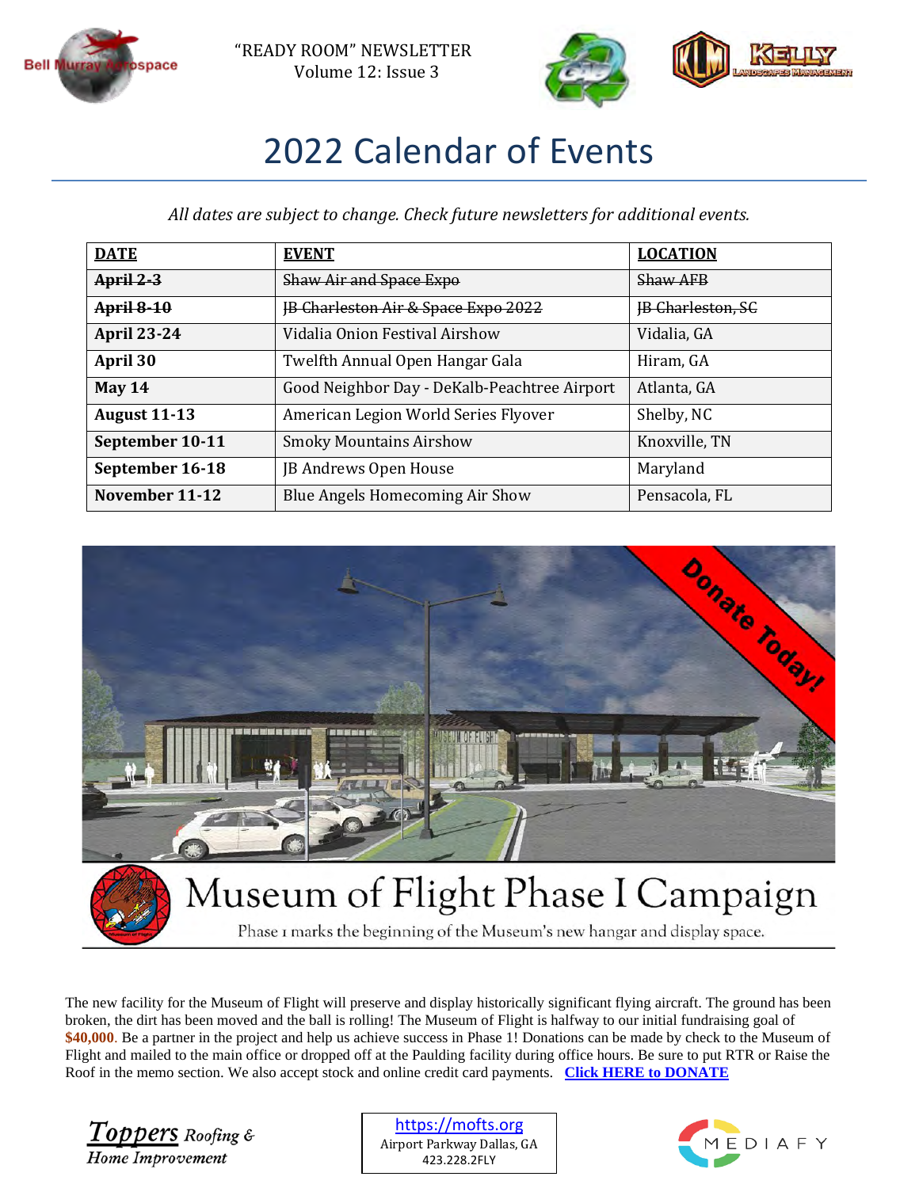"READY ROOM" NEWSLETTER
Volume 12: Issue 3

# 2022 Calendar of Events

*All dates are subject to change. Check future newsletters for additional events.*

| DATE | EVENT | LOCATION |
|---|---|---|
| ~~April 2-3~~ | ~~Shaw Air and Space Expo~~ | ~~Shaw AFB~~ |
| ~~April 8-10~~ | ~~JB Charleston Air & Space Expo 2022~~ | ~~JB Charleston, SC~~ |
| **April 23-24** | Vidalia Onion Festival Airshow | Vidalia, GA |
| **April 30** | Twelfth Annual Open Hangar Gala | Hiram, GA |
| **May 14** | Good Neighbor Day - DeKalb-Peachtree Airport | Atlanta, GA |
| **August 11-13** | American Legion World Series Flyover | Shelby, NC |
| **September 10-11** | Smoky Mountains Airshow | Knoxville, TN |
| **September 16-18** | JB Andrews Open House | Maryland |
| **November 11-12** | Blue Angels Homecoming Air Show | Pensacola, FL |

Donate Today!

## Museum of Flight Phase I Campaign

Phase 1 marks the beginning of the Museum's new hangar and display space.

The new facility for the Museum of Flight will preserve and display historically significant flying aircraft. The ground has been broken, the dirt has been moved and the ball is rolling! The Museum of Flight is halfway to our initial fundraising goal of **$40,000**. Be a partner in the project and help us achieve success in Phase 1! Donations can be made by check to the Museum of Flight and mailed to the main office or dropped off at the Paulding facility during office hours. Be sure to put RTR or Raise the Roof in the memo section. We also accept stock and online credit card payments. **Click HERE to DONATE**

https://mofts.org
Airport Parkway Dallas, GA
423.228.2FLY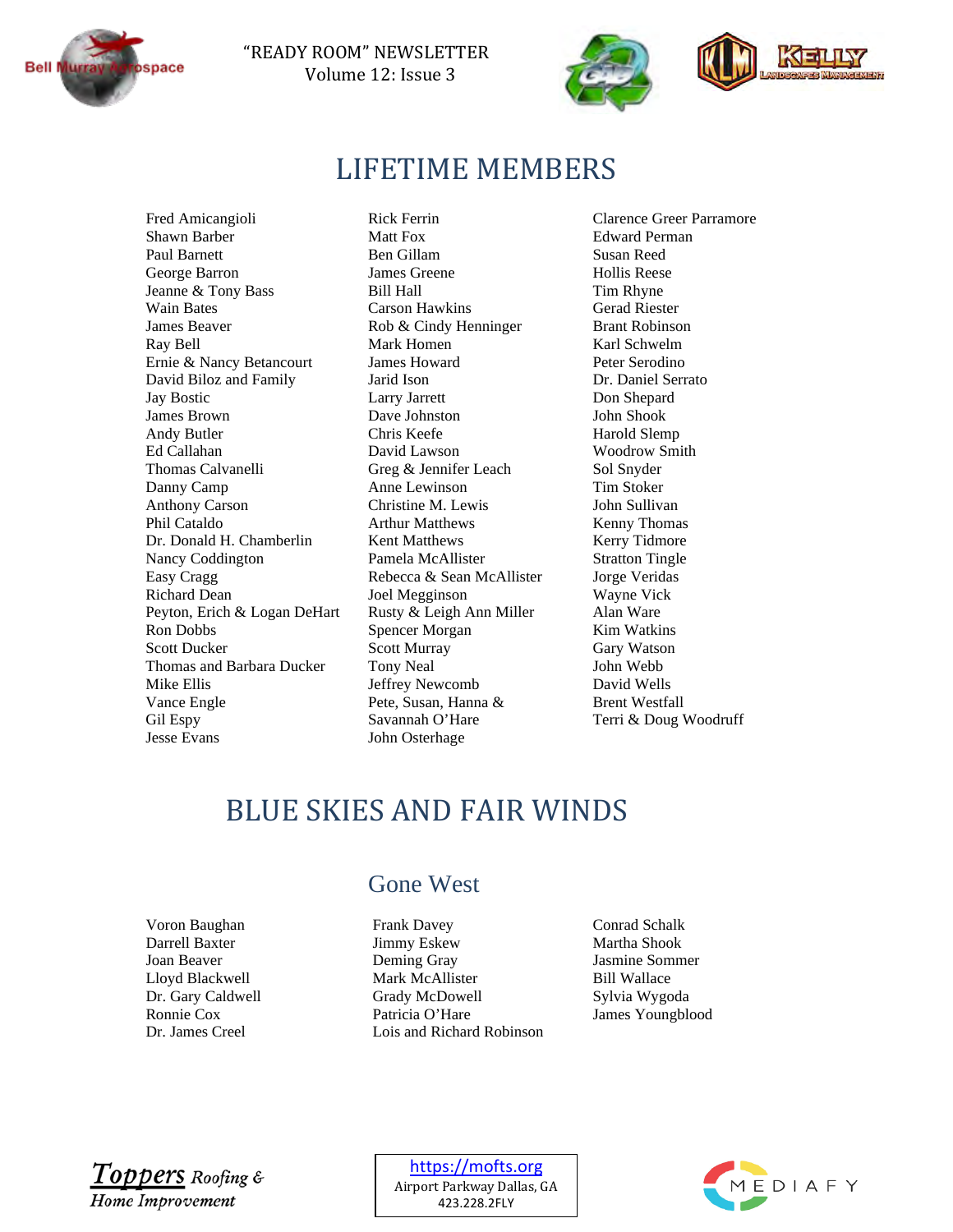"READY ROOM" NEWSLETTER
Volume 12: Issue 3

# LIFETIME MEMBERS

Fred Amicangioli
Shawn Barber
Paul Barnett
George Barron
Jeanne & Tony Bass
Wain Bates
James Beaver
Ray Bell
Ernie & Nancy Betancourt
David Biloz and Family
Jay Bostic
James Brown
Andy Butler
Ed Callahan
Thomas Calvanelli
Danny Camp
Anthony Carson
Phil Cataldo
Dr. Donald H. Chamberlin
Nancy Coddington
Easy Cragg
Richard Dean
Peyton, Erich & Logan DeHart
Ron Dobbs
Scott Ducker
Thomas and Barbara Ducker
Mike Ellis
Vance Engle
Gil Espy
Jesse Evans
Rick Ferrin
Matt Fox
Ben Gillam
James Greene
Bill Hall
Carson Hawkins
Rob & Cindy Henninger
Mark Homen
James Howard
Jarid Ison
Larry Jarrett
Dave Johnston
Chris Keefe
David Lawson
Greg & Jennifer Leach
Anne Lewinson
Christine M. Lewis
Arthur Matthews
Kent Matthews
Pamela McAllister
Rebecca & Sean McAllister
Joel Megginson
Rusty & Leigh Ann Miller
Spencer Morgan
Scott Murray
Tony Neal
Jeffrey Newcomb
Pete, Susan, Hanna & Savannah O'Hare
John Osterhage
Clarence Greer Parramore
Edward Perman
Susan Reed
Hollis Reese
Tim Rhyne
Gerad Riester
Brant Robinson
Karl Schwelm
Peter Serodino
Dr. Daniel Serrato
Don Shepard
John Shook
Harold Slemp
Woodrow Smith
Sol Snyder
Tim Stoker
John Sullivan
Kenny Thomas
Kerry Tidmore
Stratton Tingle
Jorge Veridas
Wayne Vick
Alan Ware
Kim Watkins
Gary Watson
John Webb
David Wells
Brent Westfall
Terri & Doug Woodruff

# BLUE SKIES AND FAIR WINDS

## Gone West

Voron Baughan
Darrell Baxter
Joan Beaver
Lloyd Blackwell
Dr. Gary Caldwell
Ronnie Cox
Dr. James Creel
Frank Davey
Jimmy Eskew
Deming Gray
Mark McAllister
Grady McDowell
Patricia O'Hare
Lois and Richard Robinson
Conrad Schalk
Martha Shook
Jasmine Sommer
Bill Wallace
Sylvia Wygoda
James Youngblood

https://mofts.org
Airport Parkway Dallas, GA
423.228.2FLY